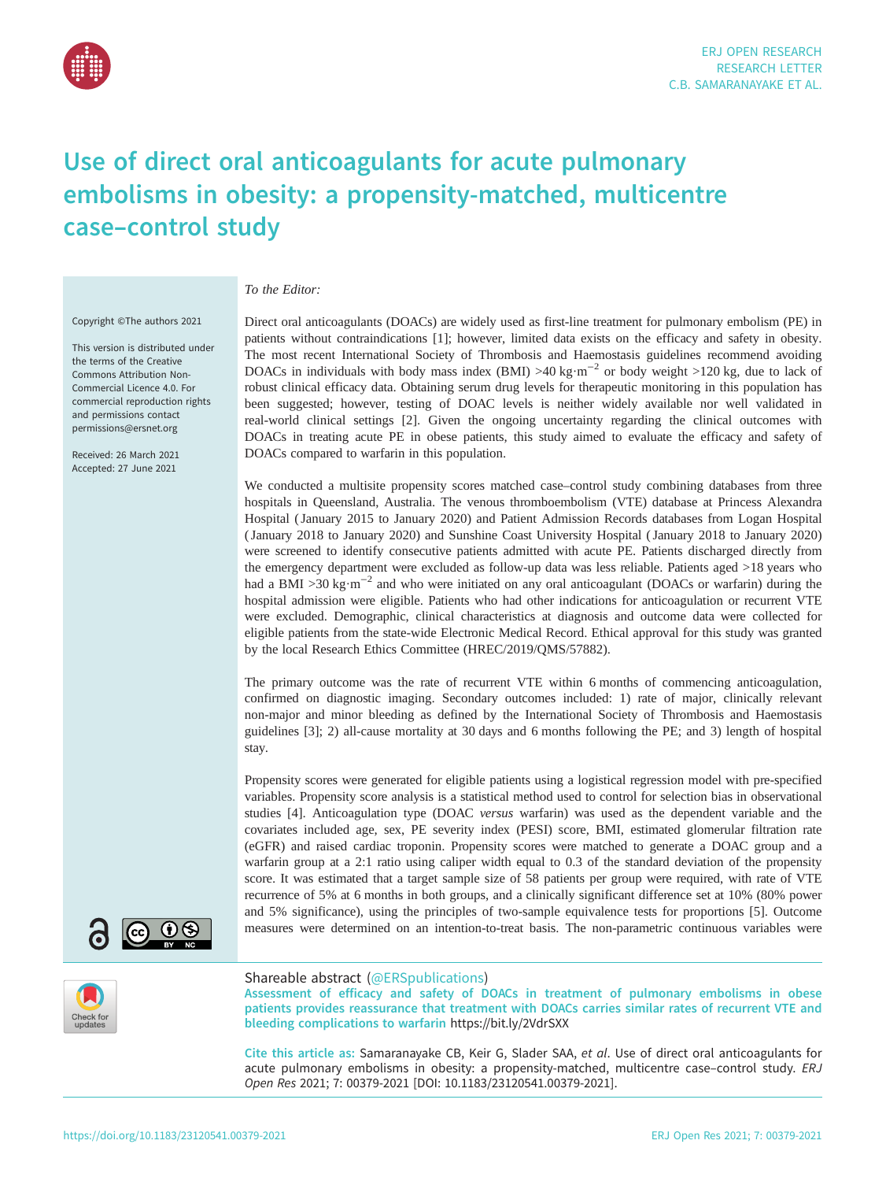# Use of direct oral anticoagulants for acute pulmonary embolisms in obesity: a propensity-matched, multicentre case–control study

Copyright ©The authors 2021

This version is distributed under the terms of the Creative Commons Attribution Non-Commercial Licence 4.0. For commercial reproduction rights and permissions contact permissions@ersnet.org

Received: 26 March 2021
Accepted: 27 June 2021

*To the Editor:*

Direct oral anticoagulants (DOACs) are widely used as first-line treatment for pulmonary embolism (PE) in patients without contraindications [1]; however, limited data exists on the efficacy and safety in obesity. The most recent International Society of Thrombosis and Haemostasis guidelines recommend avoiding DOACs in individuals with body mass index (BMI) >40 kg·m$^{-2}$ or body weight >120 kg, due to lack of robust clinical efficacy data. Obtaining serum drug levels for therapeutic monitoring in this population has been suggested; however, testing of DOAC levels is neither widely available nor well validated in real-world clinical settings [2]. Given the ongoing uncertainty regarding the clinical outcomes with DOACs in treating acute PE in obese patients, this study aimed to evaluate the efficacy and safety of DOACs compared to warfarin in this population.

We conducted a multisite propensity scores matched case–control study combining databases from three hospitals in Queensland, Australia. The venous thromboembolism (VTE) database at Princess Alexandra Hospital (January 2015 to January 2020) and Patient Admission Records databases from Logan Hospital (January 2018 to January 2020) and Sunshine Coast University Hospital (January 2018 to January 2020) were screened to identify consecutive patients admitted with acute PE. Patients discharged directly from the emergency department were excluded as follow-up data was less reliable. Patients aged >18 years who had a BMI >30 kg·m$^{-2}$ and who were initiated on any oral anticoagulant (DOACs or warfarin) during the hospital admission were eligible. Patients who had other indications for anticoagulation or recurrent VTE were excluded. Demographic, clinical characteristics at diagnosis and outcome data were collected for eligible patients from the state-wide Electronic Medical Record. Ethical approval for this study was granted by the local Research Ethics Committee (HREC/2019/QMS/57882).

The primary outcome was the rate of recurrent VTE within 6 months of commencing anticoagulation, confirmed on diagnostic imaging. Secondary outcomes included: 1) rate of major, clinically relevant non-major and minor bleeding as defined by the International Society of Thrombosis and Haemostasis guidelines [3]; 2) all-cause mortality at 30 days and 6 months following the PE; and 3) length of hospital stay.

Propensity scores were generated for eligible patients using a logistic regression model with pre-specified variables. Propensity score analysis is a statistical method used to control for selection bias in observational studies [4]. Anticoagulation type (DOAC *versus* warfarin) was used as the dependent variable and the covariates included age, sex, PE severity index (PESI) score, BMI, estimated glomerular filtration rate (eGFR) and raised cardiac troponin. Propensity scores were matched to generate a DOAC group and a warfarin group at a 2:1 ratio using caliper width equal to 0.3 of the standard deviation of the propensity score. It was estimated that a target sample size of 58 patients per group were required, with rate of VTE recurrence of 5% at 6 months in both groups, and a clinically significant difference set at 10% (80% power and 5% significance), using the principles of two-sample equivalence tests for proportions [5]. Outcome measures were determined on an intention-to-treat basis. The non-parametric continuous variables were

Shareable abstract (@ERSpublications)
**Assessment of efficacy and safety of DOACs in treatment of pulmonary embolisms in obese patients provides reassurance that treatment with DOACs carries similar rates of recurrent VTE and bleeding complications to warfarin** https://bit.ly/2VdrSXX

**Cite this article as:** Samaranayake CB, Keir G, Slader SAA, *et al*. Use of direct oral anticoagulants for acute pulmonary embolisms in obesity: a propensity-matched, multicentre case–control study. *ERJ Open Res* 2021; 7: 00379-2021 [DOI: 10.1183/23120541.00379-2021].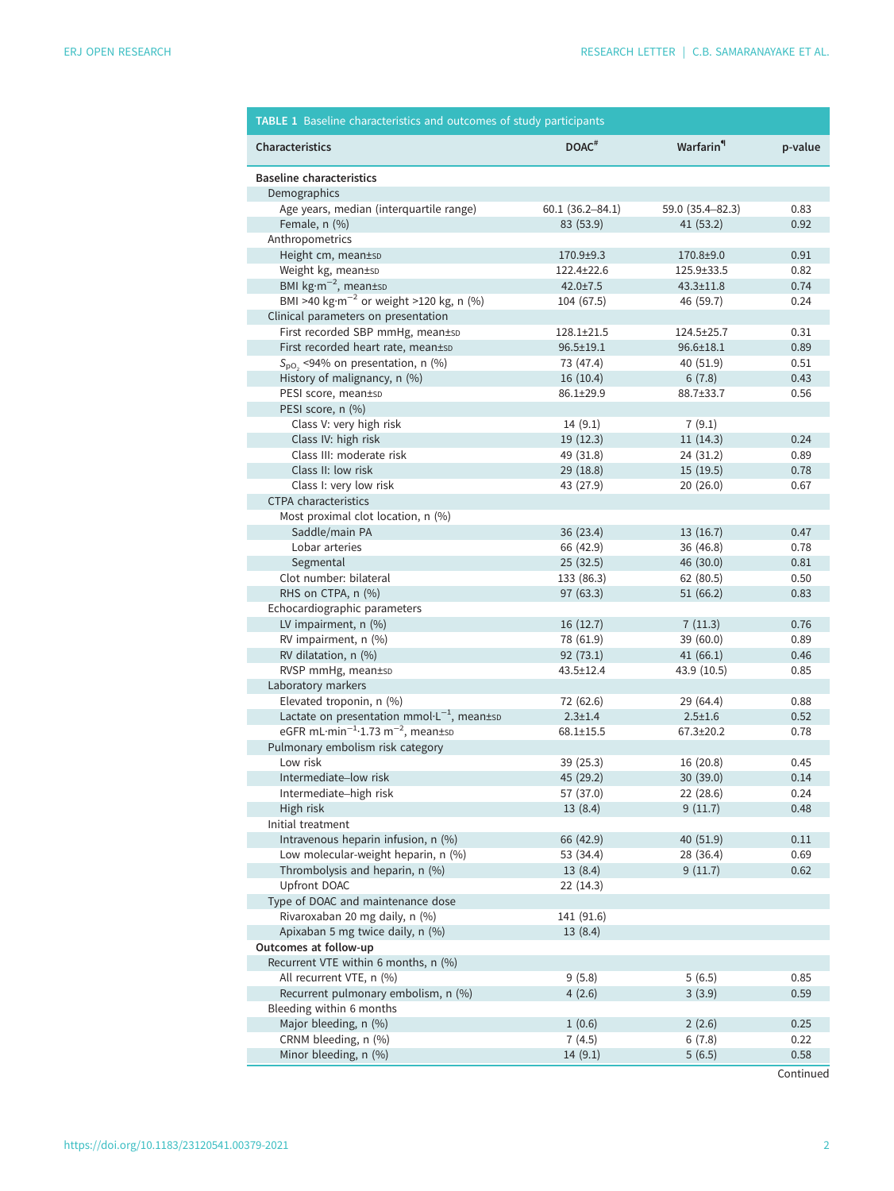**TABLE 1** Baseline characteristics and outcomes of study participants

| Characteristics | DOAC[#] | Warfarin[¶] | p-value |
|---|---|---|---|
| **Baseline characteristics** | | | |
| Demographics | | | |
| Age years, median (interquartile range) | 60.1 (36.2–84.1) | 59.0 (35.4–82.3) | 0.83 |
| Female, n (%) | 83 (53.9) | 41 (53.2) | 0.92 |
| Anthropometrics | | | |
| Height cm, mean±SD | 170.9±9.3 | 170.8±9.0 | 0.91 |
| Weight kg, mean±SD | 122.4±22.6 | 125.9±33.5 | 0.82 |
| BMI $kg \cdot m^{-2}$, mean±SD | 42.0±7.5 | 43.3±11.8 | 0.74 |
| BMI >40 $kg \cdot m^{-2}$ or weight >120 kg, n (%) | 104 (67.5) | 46 (59.7) | 0.24 |
| Clinical parameters on presentation | | | |
| First recorded SBP mmHg, mean±SD | 128.1±21.5 | 124.5±25.7 | 0.31 |
| First recorded heart rate, mean±SD | 96.5±19.1 | 96.6±18.1 | 0.89 |
| $S_{pO_2}$ <94% on presentation, n (%) | 73 (47.4) | 40 (51.9) | 0.51 |
| History of malignancy, n (%) | 16 (10.4) | 6 (7.8) | 0.43 |
| PESI score, mean±SD | 86.1±29.9 | 88.7±33.7 | 0.56 |
| PESI score, n (%) | | | |
| Class V: very high risk | 14 (9.1) | 7 (9.1) | |
| Class IV: high risk | 19 (12.3) | 11 (14.3) | 0.24 |
| Class III: moderate risk | 49 (31.8) | 24 (31.2) | 0.89 |
| Class II: low risk | 29 (18.8) | 15 (19.5) | 0.78 |
| Class I: very low risk | 43 (27.9) | 20 (26.0) | 0.67 |
| CTPA characteristics | | | |
| Most proximal clot location, n (%) | | | |
| Saddle/main PA | 36 (23.4) | 13 (16.7) | 0.47 |
| Lobar arteries | 66 (42.9) | 36 (46.8) | 0.78 |
| Segmental | 25 (32.5) | 46 (30.0) | 0.81 |
| Clot number: bilateral | 133 (86.3) | 62 (80.5) | 0.50 |
| RHS on CTPA, n (%) | 97 (63.3) | 51 (66.2) | 0.83 |
| Echocardiographic parameters | | | |
| LV impairment, n (%) | 16 (12.7) | 7 (11.3) | 0.76 |
| RV impairment, n (%) | 78 (61.9) | 39 (60.0) | 0.89 |
| RV dilatation, n (%) | 92 (73.1) | 41 (66.1) | 0.46 |
| RVSP mmHg, mean±SD | 43.5±12.4 | 43.9 (10.5) | 0.85 |
| Laboratory markers | | | |
| Elevated troponin, n (%) | 72 (62.6) | 29 (64.4) | 0.88 |
| Lactate on presentation $mmol \cdot L^{-1}$, mean±SD | 2.3±1.4 | 2.5±1.6 | 0.52 |
| eGFR $mL \cdot min^{-1} \cdot 1.73\ m^{-2}$, mean±SD | 68.1±15.5 | 67.3±20.2 | 0.78 |
| Pulmonary embolism risk category | | | |
| Low risk | 39 (25.3) | 16 (20.8) | 0.45 |
| Intermediate–low risk | 45 (29.2) | 30 (39.0) | 0.14 |
| Intermediate–high risk | 57 (37.0) | 22 (28.6) | 0.24 |
| High risk | 13 (8.4) | 9 (11.7) | 0.48 |
| Initial treatment | | | |
| Intravenous heparin infusion, n (%) | 66 (42.9) | 40 (51.9) | 0.11 |
| Low molecular-weight heparin, n (%) | 53 (34.4) | 28 (36.4) | 0.69 |
| Thrombolysis and heparin, n (%) | 13 (8.4) | 9 (11.7) | 0.62 |
| Upfront DOAC | 22 (14.3) | | |
| Type of DOAC and maintenance dose | | | |
| Rivaroxaban 20 mg daily, n (%) | 141 (91.6) | | |
| Apixaban 5 mg twice daily, n (%) | 13 (8.4) | | |
| **Outcomes at follow-up** | | | |
| Recurrent VTE within 6 months, n (%) | | | |
| All recurrent VTE, n (%) | 9 (5.8) | 5 (6.5) | 0.85 |
| Recurrent pulmonary embolism, n (%) | 4 (2.6) | 3 (3.9) | 0.59 |
| Bleeding within 6 months | | | |
| Major bleeding, n (%) | 1 (0.6) | 2 (2.6) | 0.25 |
| CRNM bleeding, n (%) | 7 (4.5) | 6 (7.8) | 0.22 |
| Minor bleeding, n (%) | 14 (9.1) | 5 (6.5) | 0.58 |

Continued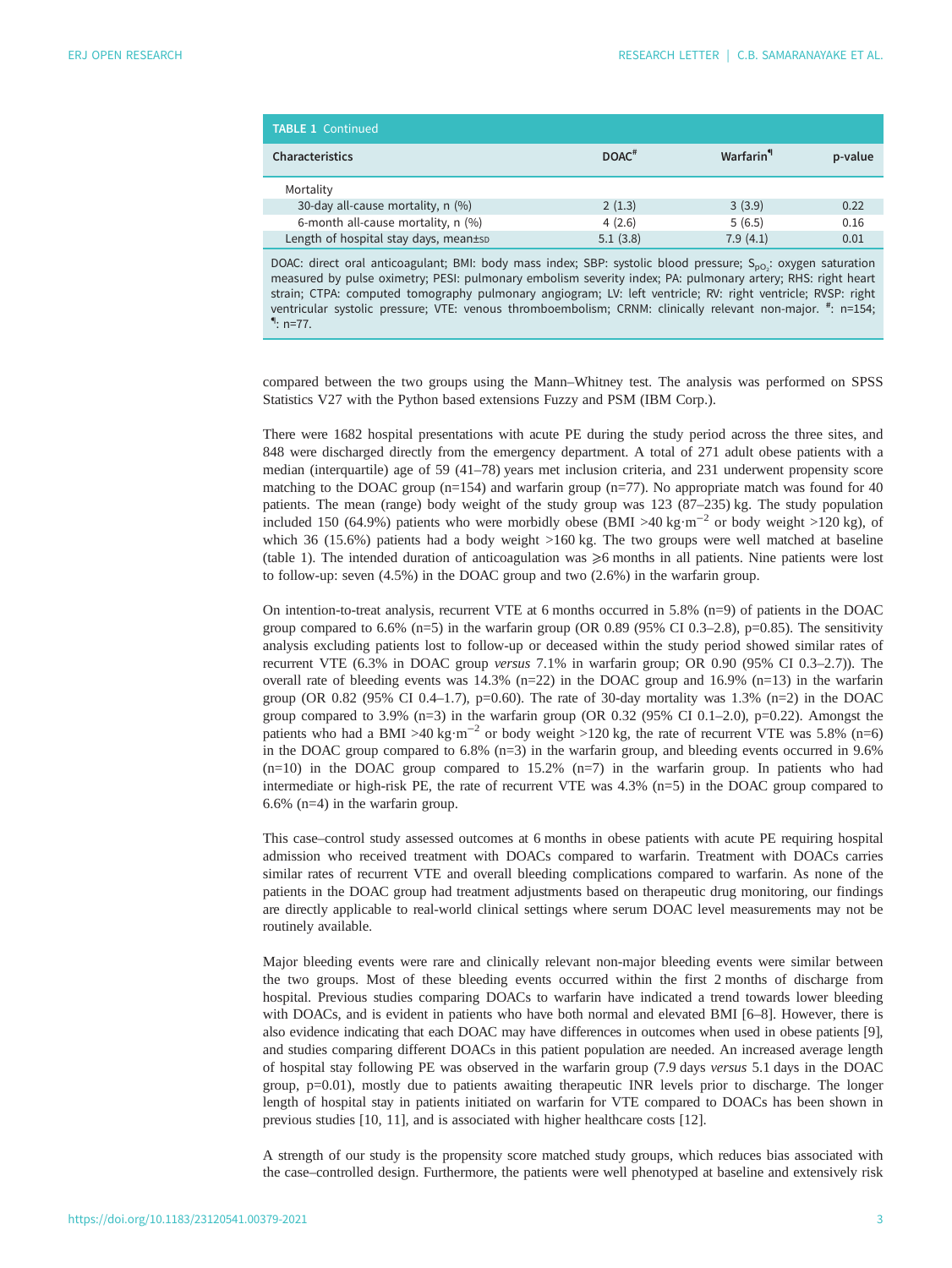**TABLE 1** Continued

| Characteristics | DOAC[#] | Warfarin[¶] | p-value |
|---|---|---|---|
| Mortality | | | |
| 30-day all-cause mortality, n (%) | 2 (1.3) | 3 (3.9) | 0.22 |
| 6-month all-cause mortality, n (%) | 4 (2.6) | 5 (6.5) | 0.16 |
| Length of hospital stay days, mean±SD | 5.1 (3.8) | 7.9 (4.1) | 0.01 |

DOAC: direct oral anticoagulant; BMI: body mass index; SBP: systolic blood pressure; $S_{pO_2}$: oxygen saturation measured by pulse oximetry; PESI: pulmonary embolism severity index; PA: pulmonary artery; RHS: right heart strain; CTPA: computed tomography pulmonary angiogram; LV: left ventricle; RV: right ventricle; RVSP: right ventricular systolic pressure; VTE: venous thromboembolism; CRNM: clinically relevant non-major. [#]: n=154; [¶]: n=77.

compared between the two groups using the Mann–Whitney test. The analysis was performed on SPSS Statistics V27 with the Python based extensions Fuzzy and PSM (IBM Corp.).

There were 1682 hospital presentations with acute PE during the study period across the three sites, and 848 were discharged directly from the emergency department. A total of 271 adult obese patients with a median (interquartile) age of 59 (41–78) years met inclusion criteria, and 231 underwent propensity score matching to the DOAC group (n=154) and warfarin group (n=77). No appropriate match was found for 40 patients. The mean (range) body weight of the study group was 123 (87–235) kg. The study population included 150 (64.9%) patients who were morbidly obese (BMI >40 $kg \cdot m^{-2}$ or body weight >120 kg), of which 36 (15.6%) patients had a body weight >160 kg. The two groups were well matched at baseline (table 1). The intended duration of anticoagulation was ⩾6 months in all patients. Nine patients were lost to follow-up: seven (4.5%) in the DOAC group and two (2.6%) in the warfarin group.

On intention-to-treat analysis, recurrent VTE at 6 months occurred in 5.8% (n=9) of patients in the DOAC group compared to 6.6% (n=5) in the warfarin group (OR 0.89 (95% CI 0.3–2.8), p=0.85). The sensitivity analysis excluding patients lost to follow-up or deceased within the study period showed similar rates of recurrent VTE (6.3% in DOAC group *versus* 7.1% in warfarin group; OR 0.90 (95% CI 0.3–2.7)). The overall rate of bleeding events was 14.3% (n=22) in the DOAC group and 16.9% (n=13) in the warfarin group (OR 0.82 (95% CI 0.4–1.7), p=0.60). The rate of 30-day mortality was 1.3% (n=2) in the DOAC group compared to 3.9% (n=3) in the warfarin group (OR 0.32 (95% CI 0.1–2.0), p=0.22). Amongst the patients who had a BMI >40 $kg \cdot m^{-2}$ or body weight >120 kg, the rate of recurrent VTE was 5.8% (n=6) in the DOAC group compared to 6.8% (n=3) in the warfarin group, and bleeding events occurred in 9.6% (n=10) in the DOAC group compared to 15.2% (n=7) in the warfarin group. In patients who had intermediate or high-risk PE, the rate of recurrent VTE was 4.3% (n=5) in the DOAC group compared to 6.6% (n=4) in the warfarin group.

This case–control study assessed outcomes at 6 months in obese patients with acute PE requiring hospital admission who received treatment with DOACs compared to warfarin. Treatment with DOACs carries similar rates of recurrent VTE and overall bleeding complications compared to warfarin. As none of the patients in the DOAC group had treatment adjustments based on therapeutic drug monitoring, our findings are directly applicable to real-world clinical settings where serum DOAC level measurements may not be routinely available.

Major bleeding events were rare and clinically relevant non-major bleeding events were similar between the two groups. Most of these bleeding events occurred within the first 2 months of discharge from hospital. Previous studies comparing DOACs to warfarin have indicated a trend towards lower bleeding with DOACs, and is evident in patients who have both normal and elevated BMI [6–8]. However, there is also evidence indicating that each DOAC may have differences in outcomes when used in obese patients [9], and studies comparing different DOACs in this patient population are needed. An increased average length of hospital stay following PE was observed in the warfarin group (7.9 days *versus* 5.1 days in the DOAC group, p=0.01), mostly due to patients awaiting therapeutic INR levels prior to discharge. The longer length of hospital stay in patients initiated on warfarin for VTE compared to DOACs has been shown in previous studies [10, 11], and is associated with higher healthcare costs [12].

A strength of our study is the propensity score matched study groups, which reduces bias associated with the case–controlled design. Furthermore, the patients were well phenotyped at baseline and extensively risk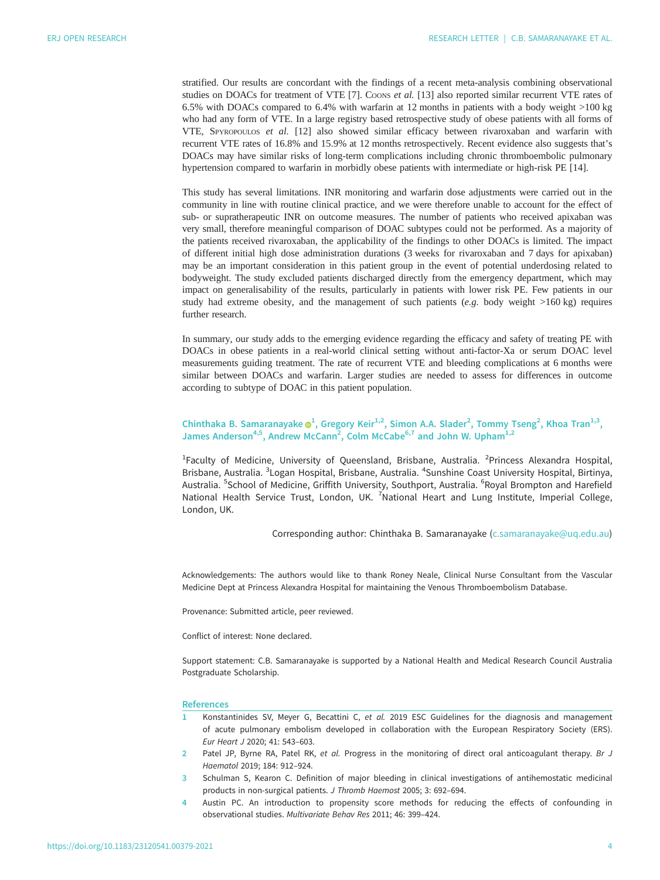stratified. Our results are concordant with the findings of a recent meta-analysis combining observational studies on DOACs for treatment of VTE [7]. Coons *et al.* [13] also reported similar recurrent VTE rates of 6.5% with DOACs compared to 6.4% with warfarin at 12 months in patients with a body weight >100 kg who had any form of VTE. In a large registry based retrospective study of obese patients with all forms of VTE, Spyropoulos *et al.* [12] also showed similar efficacy between rivaroxaban and warfarin with recurrent VTE rates of 16.8% and 15.9% at 12 months retrospectively. Recent evidence also suggests that's DOACs may have similar risks of long-term complications including chronic thromboembolic pulmonary hypertension compared to warfarin in morbidly obese patients with intermediate or high-risk PE [14].

This study has several limitations. INR monitoring and warfarin dose adjustments were carried out in the community in line with routine clinical practice, and we were therefore unable to account for the effect of sub- or supratherapeutic INR on outcome measures. The number of patients who received apixaban was very small, therefore meaningful comparison of DOAC subtypes could not be performed. As a majority of the patients received rivaroxaban, the applicability of the findings to other DOACs is limited. The impact of different initial high dose administration durations (3 weeks for rivaroxaban and 7 days for apixaban) may be an important consideration in this patient group in the event of potential underdosing related to bodyweight. The study excluded patients discharged directly from the emergency department, which may impact on generalisability of the results, particularly in patients with lower risk PE. Few patients in our study had extreme obesity, and the management of such patients (*e.g.* body weight >160 kg) requires further research.

In summary, our study adds to the emerging evidence regarding the efficacy and safety of treating PE with DOACs in obese patients in a real-world clinical setting without anti-factor-Xa or serum DOAC level measurements guiding treatment. The rate of recurrent VTE and bleeding complications at 6 months were similar between DOACs and warfarin. Larger studies are needed to assess for differences in outcome according to subtype of DOAC in this patient population.

**Chinthaka B. Samaranayake[1], Gregory Keir[1,2], Simon A.A. Slader[2], Tommy Tseng[2], Khoa Tran[1,3], James Anderson[4,5], Andrew McCann[2], Colm McCabe[6,7] and John W. Upham[1,2]**

[1]Faculty of Medicine, University of Queensland, Brisbane, Australia. [2]Princess Alexandra Hospital, Brisbane, Australia. [3]Logan Hospital, Brisbane, Australia. [4]Sunshine Coast University Hospital, Birtinya, Australia. [5]School of Medicine, Griffith University, Southport, Australia. [6]Royal Brompton and Harefield National Health Service Trust, London, UK. [7]National Heart and Lung Institute, Imperial College, London, UK.

Corresponding author: Chinthaka B. Samaranayake (c.samaranayake@uq.edu.au)

Acknowledgements: The authors would like to thank Roney Neale, Clinical Nurse Consultant from the Vascular Medicine Dept at Princess Alexandra Hospital for maintaining the Venous Thromboembolism Database.

Provenance: Submitted article, peer reviewed.

Conflict of interest: None declared.

Support statement: C.B. Samaranayake is supported by a National Health and Medical Research Council Australia Postgraduate Scholarship.

## References

1. Konstantinides SV, Meyer G, Becattini C, *et al.* 2019 ESC Guidelines for the diagnosis and management of acute pulmonary embolism developed in collaboration with the European Respiratory Society (ERS). *Eur Heart J* 2020; 41: 543–603.
2. Patel JP, Byrne RA, Patel RK, *et al.* Progress in the monitoring of direct oral anticoagulant therapy. *Br J Haematol* 2019; 184: 912–924.
3. Schulman S, Kearon C. Definition of major bleeding in clinical investigations of antihemostatic medicinal products in non-surgical patients. *J Thromb Haemost* 2005; 3: 692–694.
4. Austin PC. An introduction to propensity score methods for reducing the effects of confounding in observational studies. *Multivariate Behav Res* 2011; 46: 399–424.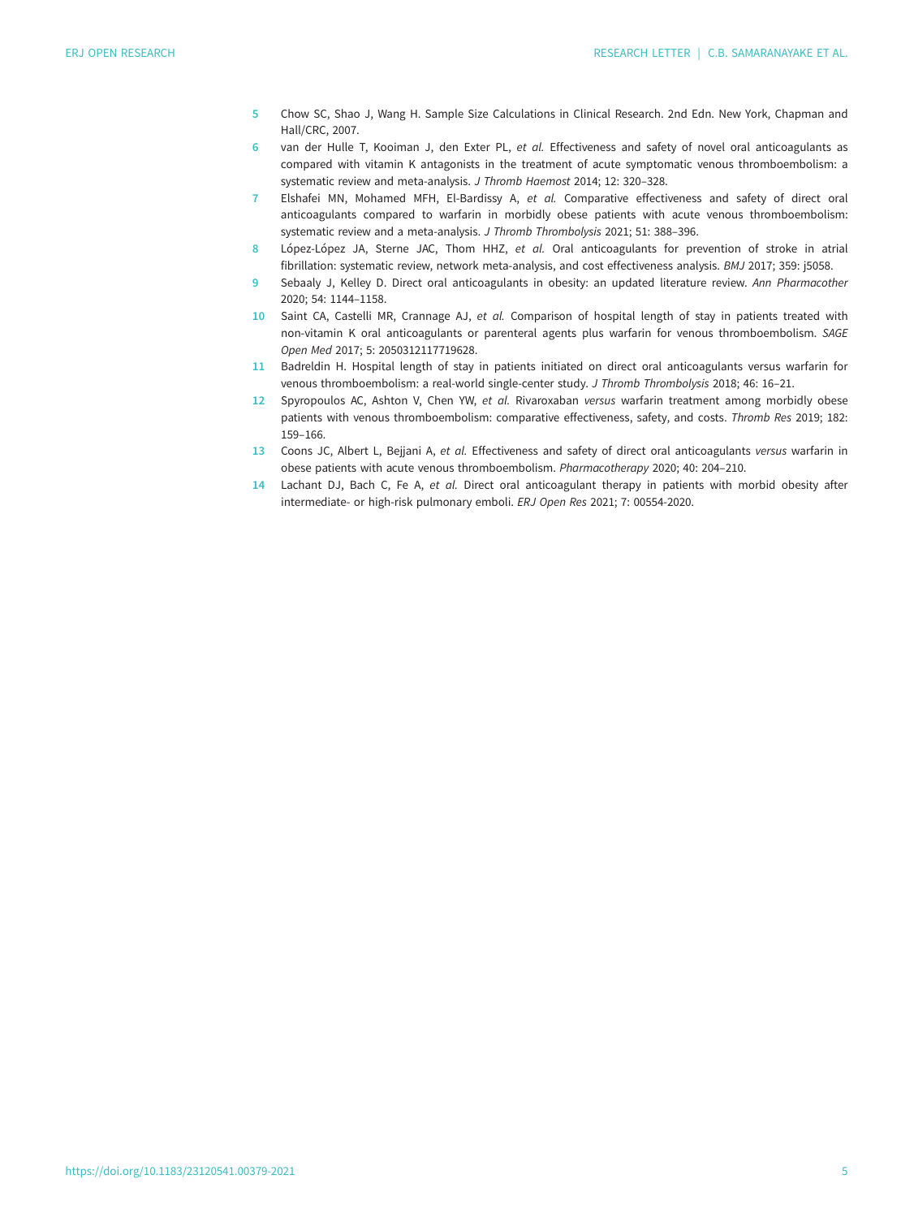5. Chow SC, Shao J, Wang H. Sample Size Calculations in Clinical Research. 2nd Edn. New York, Chapman and Hall/CRC, 2007.
6. van der Hulle T, Kooiman J, den Exter PL, *et al.* Effectiveness and safety of novel oral anticoagulants as compared with vitamin K antagonists in the treatment of acute symptomatic venous thromboembolism: a systematic review and meta-analysis. *J Thromb Haemost* 2014; 12: 320–328.
7. Elshafei MN, Mohamed MFH, El-Bardissy A, *et al.* Comparative effectiveness and safety of direct oral anticoagulants compared to warfarin in morbidly obese patients with acute venous thromboembolism: systematic review and a meta-analysis. *J Thromb Thrombolysis* 2021; 51: 388–396.
8. López-López JA, Sterne JAC, Thom HHZ, *et al.* Oral anticoagulants for prevention of stroke in atrial fibrillation: systematic review, network meta-analysis, and cost effectiveness analysis. *BMJ* 2017; 359: j5058.
9. Sebaaly J, Kelley D. Direct oral anticoagulants in obesity: an updated literature review. *Ann Pharmacother* 2020; 54: 1144–1158.
10. Saint CA, Castelli MR, Crannage AJ, *et al.* Comparison of hospital length of stay in patients treated with non-vitamin K oral anticoagulants or parenteral agents plus warfarin for venous thromboembolism. *SAGE Open Med* 2017; 5: 2050312117719628.
11. Badreldin H. Hospital length of stay in patients initiated on direct oral anticoagulants versus warfarin for venous thromboembolism: a real-world single-center study. *J Thromb Thrombolysis* 2018; 46: 16–21.
12. Spyropoulos AC, Ashton V, Chen YW, *et al.* Rivaroxaban *versus* warfarin treatment among morbidly obese patients with venous thromboembolism: comparative effectiveness, safety, and costs. *Thromb Res* 2019; 182: 159–166.
13. Coons JC, Albert L, Bejjani A, *et al.* Effectiveness and safety of direct oral anticoagulants *versus* warfarin in obese patients with acute venous thromboembolism. *Pharmacotherapy* 2020; 40: 204–210.
14. Lachant DJ, Bach C, Fe A, *et al.* Direct oral anticoagulant therapy in patients with morbid obesity after intermediate- or high-risk pulmonary emboli. *ERJ Open Res* 2021; 7: 00554-2020.